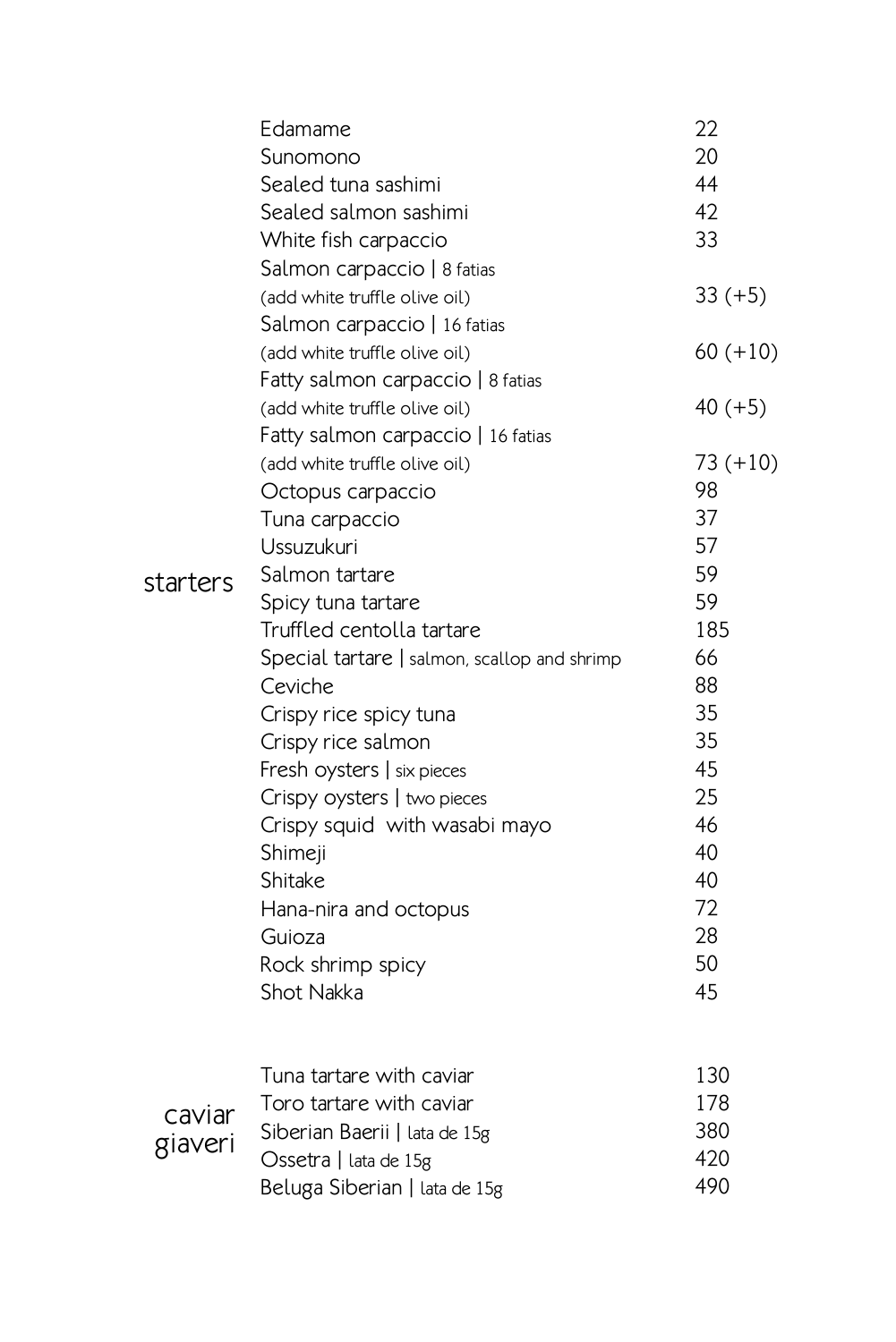## starters

| | |
|---|---|
| Edamame | 22 |
| Sunomono | 20 |
| Sealed tuna sashimi | 44 |
| Sealed salmon sashimi | 42 |
| White fish carpaccio | 33 |
| Salmon carpaccio \| 8 fatias (add white truffle olive oil) | 33 (+5) |
| Salmon carpaccio \| 16 fatias (add white truffle olive oil) | 60 (+10) |
| Fatty salmon carpaccio \| 8 fatias (add white truffle olive oil) | 40 (+5) |
| Fatty salmon carpaccio \| 16 fatias (add white truffle olive oil) | 73 (+10) |
| Octopus carpaccio | 98 |
| Tuna carpaccio | 37 |
| Ussuzukuri | 57 |
| Salmon tartare | 59 |
| Spicy tuna tartare | 59 |
| Truffled centolla tartare | 185 |
| Special tartare \| salmon, scallop and shrimp | 66 |
| Ceviche | 88 |
| Crispy rice spicy tuna | 35 |
| Crispy rice salmon | 35 |
| Fresh oysters \| six pieces | 45 |
| Crispy oysters \| two pieces | 25 |
| Crispy squid with wasabi mayo | 46 |
| Shimeji | 40 |
| Shitake | 40 |
| Hana-nira and octopus | 72 |
| Guioza | 28 |
| Rock shrimp spicy | 50 |
| Shot Nakka | 45 |

## caviar giaveri

| | |
|---|---|
| Tuna tartare with caviar | 130 |
| Toro tartare with caviar | 178 |
| Siberian Baerii \| lata de 15g | 380 |
| Ossetra \| lata de 15g | 420 |
| Beluga Siberian \| lata de 15g | 490 |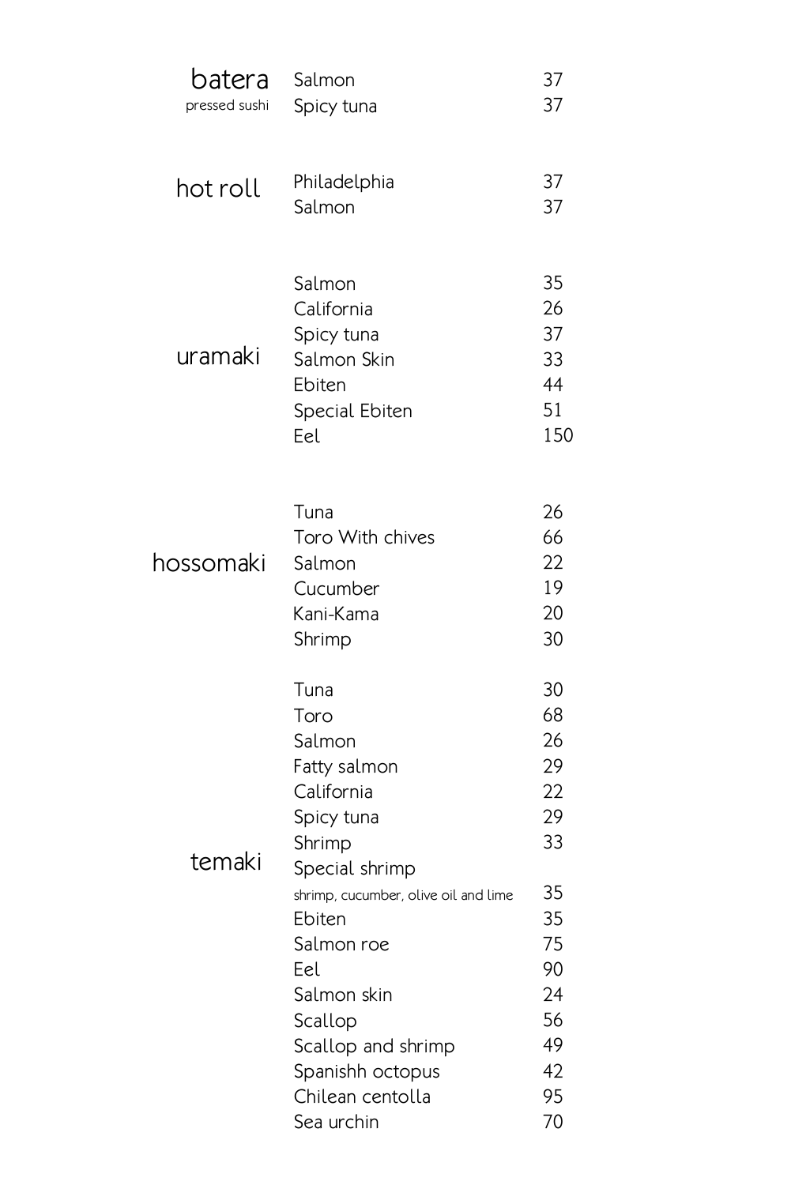## batera

pressed sushi

| | |
|---|---|
| Salmon | 37 |
| Spicy tuna | 37 |

## hot roll

| | |
|---|---|
| Philadelphia | 37 |
| Salmon | 37 |

## uramaki

| | |
|---|---|
| Salmon | 35 |
| California | 26 |
| Spicy tuna | 37 |
| Salmon Skin | 33 |
| Ebiten | 44 |
| Special Ebiten | 51 |
| Eel | 150 |

## hossomaki

| | |
|---|---|
| Tuna | 26 |
| Toro With chives | 66 |
| Salmon | 22 |
| Cucumber | 19 |
| Kani-Kama | 20 |
| Shrimp | 30 |

## temaki

| | |
|---|---|
| Tuna | 30 |
| Toro | 68 |
| Salmon | 26 |
| Fatty salmon | 29 |
| California | 22 |
| Spicy tuna | 29 |
| Shrimp | 33 |
| Special shrimp<br>shrimp, cucumber, olive oil and lime | 35 |
| Ebiten | 35 |
| Salmon roe | 75 |
| Eel | 90 |
| Salmon skin | 24 |
| Scallop | 56 |
| Scallop and shrimp | 49 |
| Spanishh octopus | 42 |
| Chilean centolla | 95 |
| Sea urchin | 70 |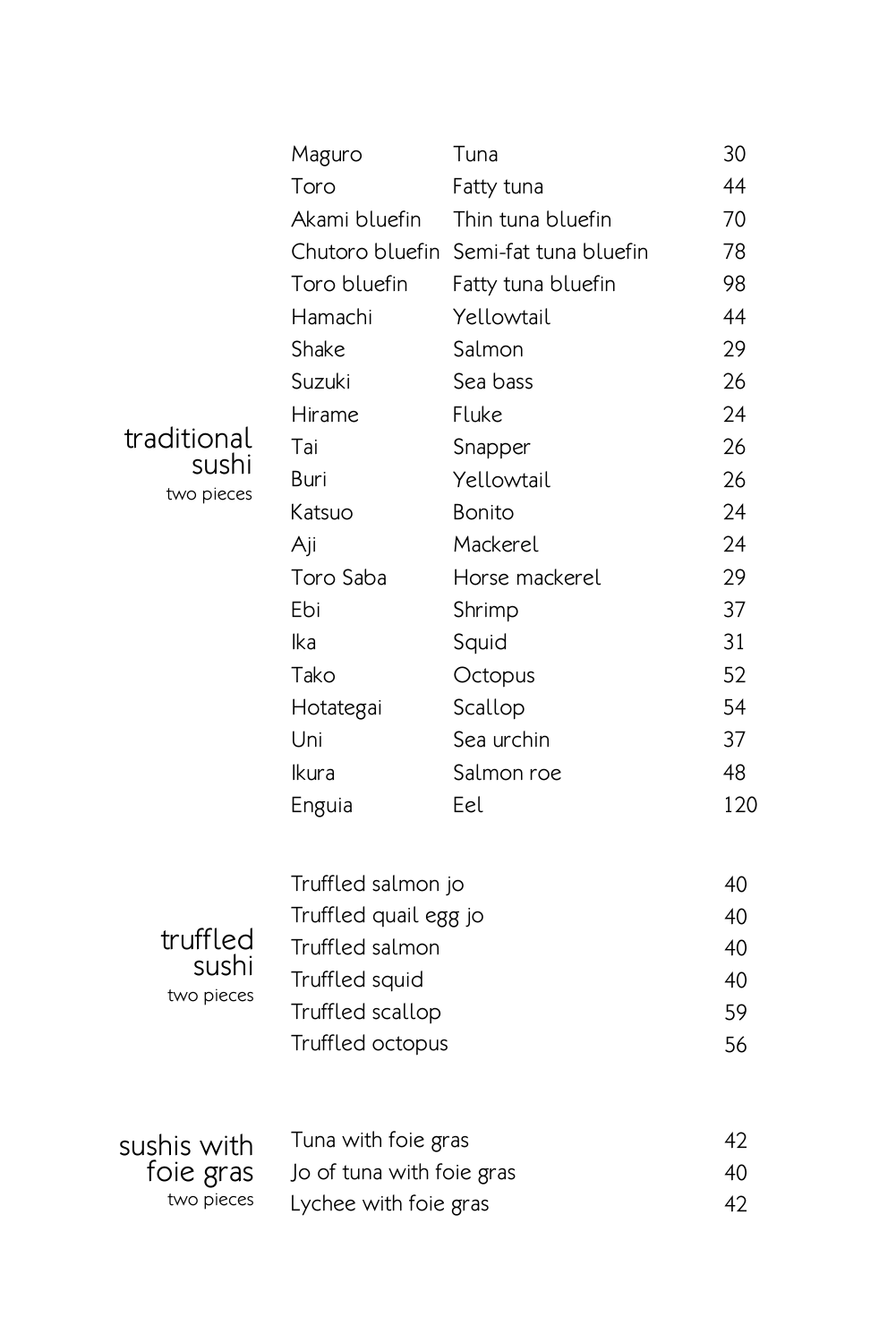## traditional sushi

two pieces

| | | |
|---|---|---|
| Maguro | Tuna | 30 |
| Toro | Fatty tuna | 44 |
| Akami bluefin | Thin tuna bluefin | 70 |
| Chutoro bluefin | Semi-fat tuna bluefin | 78 |
| Toro bluefin | Fatty tuna bluefin | 98 |
| Hamachi | Yellowtail | 44 |
| Shake | Salmon | 29 |
| Suzuki | Sea bass | 26 |
| Hirame | Fluke | 24 |
| Tai | Snapper | 26 |
| Buri | Yellowtail | 26 |
| Katsuo | Bonito | 24 |
| Aji | Mackerel | 24 |
| Toro Saba | Horse mackerel | 29 |
| Ebi | Shrimp | 37 |
| Ika | Squid | 31 |
| Tako | Octopus | 52 |
| Hotategai | Scallop | 54 |
| Uni | Sea urchin | 37 |
| Ikura | Salmon roe | 48 |
| Enguia | Eel | 120 |

## truffled sushi

two pieces

| | |
|---|---|
| Truffled salmon jo | 40 |
| Truffled quail egg jo | 40 |
| Truffled salmon | 40 |
| Truffled squid | 40 |
| Truffled scallop | 59 |
| Truffled octopus | 56 |

## sushis with foie gras

two pieces

| | |
|---|---|
| Tuna with foie gras | 42 |
| Jo of tuna with foie gras | 40 |
| Lychee with foie gras | 42 |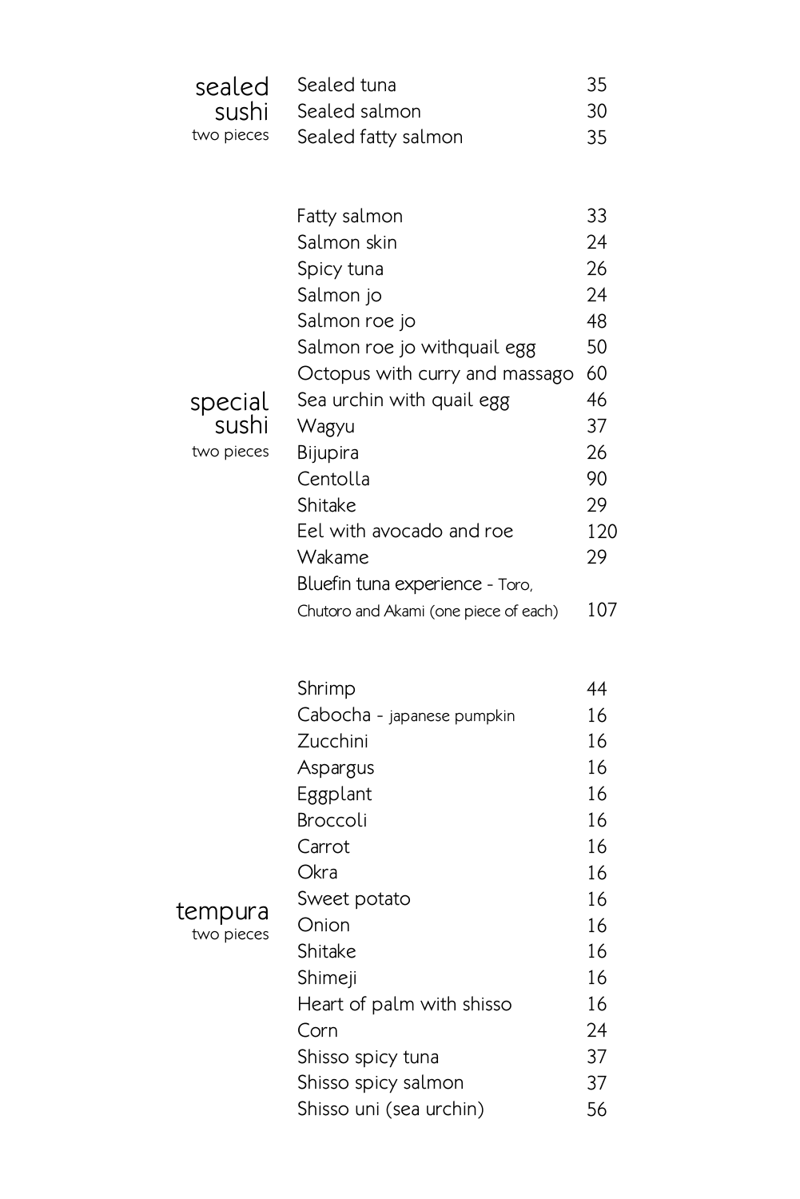## sealed sushi
two pieces

| | |
|---|---|
| Sealed tuna | 35 |
| Sealed salmon | 30 |
| Sealed fatty salmon | 35 |

## special sushi
two pieces

| | |
|---|---|
| Fatty salmon | 33 |
| Salmon skin | 24 |
| Spicy tuna | 26 |
| Salmon jo | 24 |
| Salmon roe jo | 48 |
| Salmon roe jo withquail egg | 50 |
| Octopus with curry and massago | 60 |
| Sea urchin with quail egg | 46 |
| Wagyu | 37 |
| Bijupira | 26 |
| Centolla | 90 |
| Shitake | 29 |
| Eel with avocado and roe | 120 |
| Wakame | 29 |
| Bluefin tuna experience - Toro, Chutoro and Akami (one piece of each) | 107 |

## tempura
two pieces

| | |
|---|---|
| Shrimp | 44 |
| Cabocha - japanese pumpkin | 16 |
| Zucchini | 16 |
| Aspargus | 16 |
| Eggplant | 16 |
| Broccoli | 16 |
| Carrot | 16 |
| Okra | 16 |
| Sweet potato | 16 |
| Onion | 16 |
| Shitake | 16 |
| Shimeji | 16 |
| Heart of palm with shisso | 16 |
| Corn | 24 |
| Shisso spicy tuna | 37 |
| Shisso spicy salmon | 37 |
| Shisso uni (sea urchin) | 56 |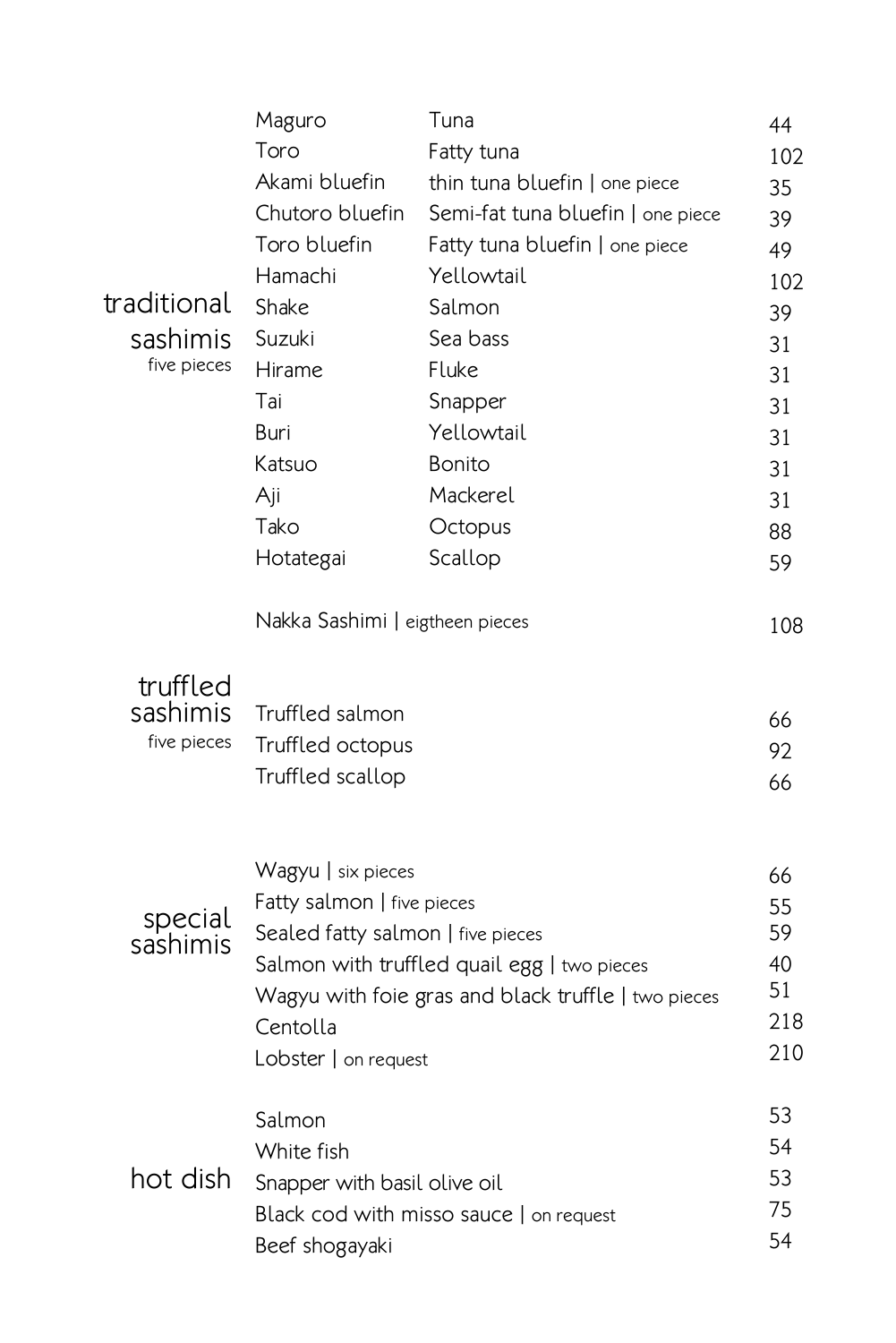## traditional sashimis
five pieces

| | | |
|---|---|---|
| Maguro | Tuna | 44 |
| Toro | Fatty tuna | 102 |
| Akami bluefin | thin tuna bluefin \| one piece | 35 |
| Chutoro bluefin | Semi-fat tuna bluefin \| one piece | 39 |
| Toro bluefin | Fatty tuna bluefin \| one piece | 49 |
| Hamachi | Yellowtail | 102 |
| Shake | Salmon | 39 |
| Suzuki | Sea bass | 31 |
| Hirame | Fluke | 31 |
| Tai | Snapper | 31 |
| Buri | Yellowtail | 31 |
| Katsuo | Bonito | 31 |
| Aji | Mackerel | 31 |
| Tako | Octopus | 88 |
| Hotategai | Scallop | 59 |

Nakka Sashimi | eigtheen pieces — 108

## truffled sashimis
five pieces

| | |
|---|---|
| Truffled salmon | 66 |
| Truffled octopus | 92 |
| Truffled scallop | 66 |

## special sashimis

| | |
|---|---|
| Wagyu \| six pieces | 66 |
| Fatty salmon \| five pieces | 55 |
| Sealed fatty salmon \| five pieces | 59 |
| Salmon with truffled quail egg \| two pieces | 40 |
| Wagyu with foie gras and black truffle \| two pieces | 51 |
| Centolla | 218 |
| Lobster \| on request | 210 |

## hot dish

| | |
|---|---|
| Salmon | 53 |
| White fish | 54 |
| Snapper with basil olive oil | 53 |
| Black cod with misso sauce \| on request | 75 |
| Beef shogayaki | 54 |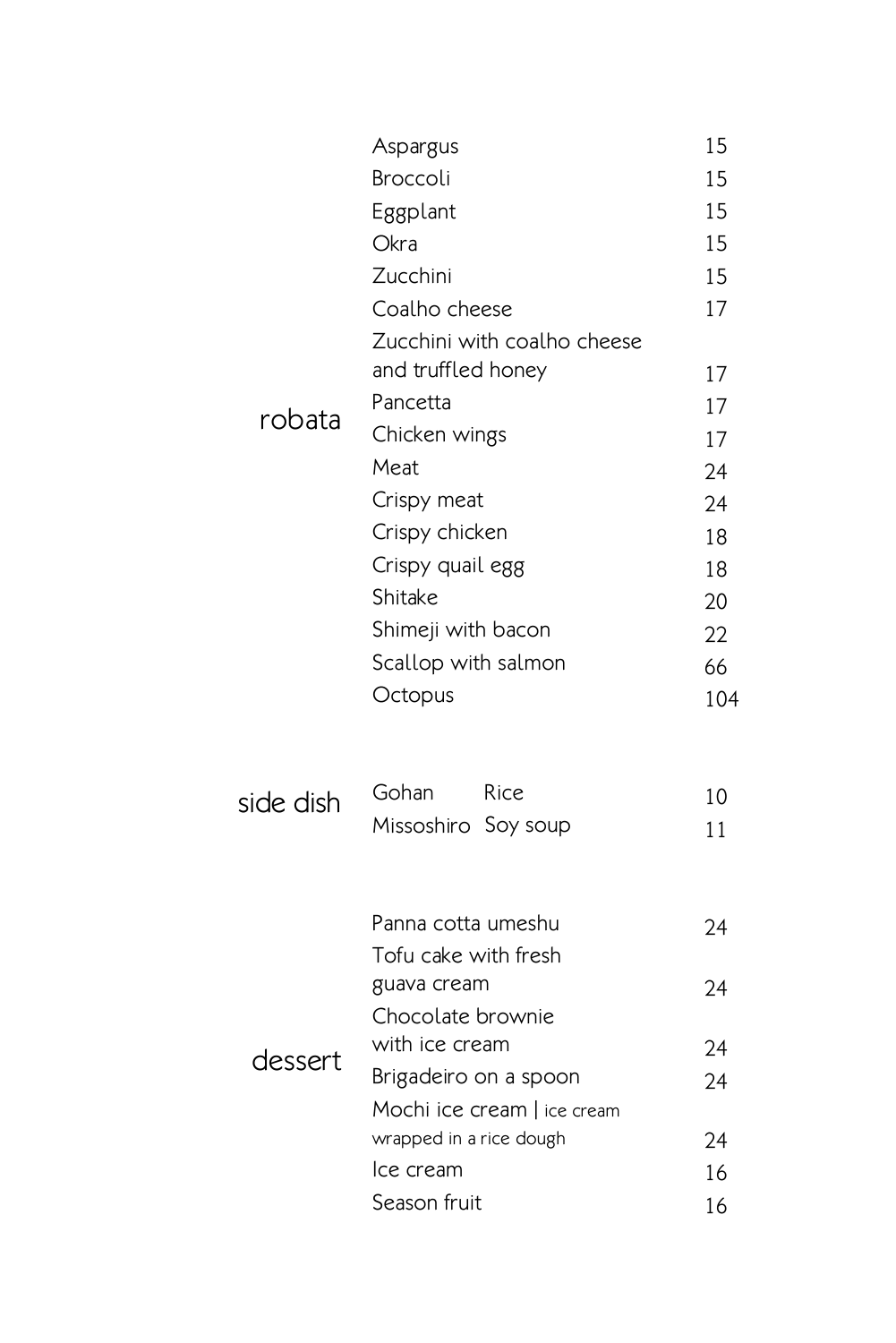## robata

| | |
|---|---|
| Aspargus | 15 |
| Broccoli | 15 |
| Eggplant | 15 |
| Okra | 15 |
| Zucchini | 15 |
| Coalho cheese | 17 |
| Zucchini with coalho cheese and truffled honey | 17 |
| Pancetta | 17 |
| Chicken wings | 17 |
| Meat | 24 |
| Crispy meat | 24 |
| Crispy chicken | 18 |
| Crispy quail egg | 18 |
| Shitake | 20 |
| Shimeji with bacon | 22 |
| Scallop with salmon | 66 |
| Octopus | 104 |

## side dish

| | | |
|---|---|---|
| Gohan | Rice | 10 |
| Missoshiro | Soy soup | 11 |

## dessert

| | |
|---|---|
| Panna cotta umeshu | 24 |
| Tofu cake with fresh guava cream | 24 |
| Chocolate brownie with ice cream | 24 |
| Brigadeiro on a spoon | 24 |
| Mochi ice cream \| ice cream wrapped in a rice dough | 24 |
| Ice cream | 16 |
| Season fruit | 16 |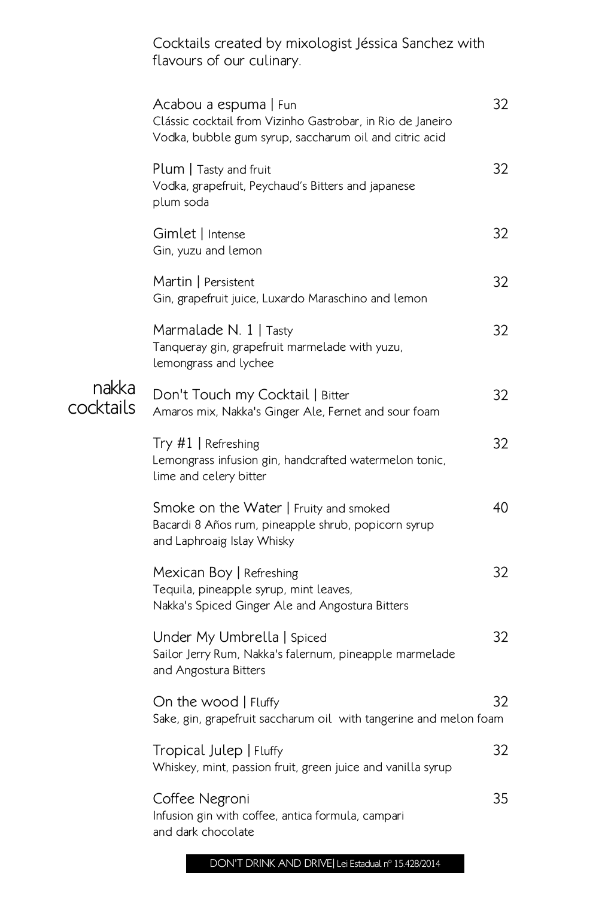Cocktails created by mixologist Jéssica Sanchez with flavours of our culinary.

## nakka cocktails

**Acabou a espuma** | Fun — 32
Clássic cocktail from Vizinho Gastrobar, in Rio de Janeiro
Vodka, bubble gum syrup, saccharum oil and citric acid

**Plum** | Tasty and fruit — 32
Vodka, grapefruit, Peychaud's Bitters and japanese plum soda

**Gimlet** | Intense — 32
Gin, yuzu and lemon

**Martin** | Persistent — 32
Gin, grapefruit juice, Luxardo Maraschino and lemon

**Marmalade N. 1** | Tasty — 32
Tanqueray gin, grapefruit marmelade with yuzu, lemongrass and lychee

**Don't Touch my Cocktail** | Bitter — 32
Amaros mix, Nakka's Ginger Ale, Fernet and sour foam

**Try #1** | Refreshing — 32
Lemongrass infusion gin, handcrafted watermelon tonic, lime and celery bitter

**Smoke on the Water** | Fruity and smoked — 40
Bacardi 8 Años rum, pineapple shrub, popicorn syrup and Laphroaig Islay Whisky

**Mexican Boy** | Refreshing — 32
Tequila, pineapple syrup, mint leaves, Nakka's Spiced Ginger Ale and Angostura Bitters

**Under My Umbrella** | Spiced — 32
Sailor Jerry Rum, Nakka's falernum, pineapple marmelade and Angostura Bitters

**On the wood** | Fluffy — 32
Sake, gin, grapefruit saccharum oil with tangerine and melon foam

**Tropical Julep** | Fluffy — 32
Whiskey, mint, passion fruit, green juice and vanilla syrup

**Coffee Negroni** — 35
Infusion gin with coffee, antica formula, campari and dark chocolate

DON'T DRINK AND DRIVE| Lei Estadual nº 15.428/2014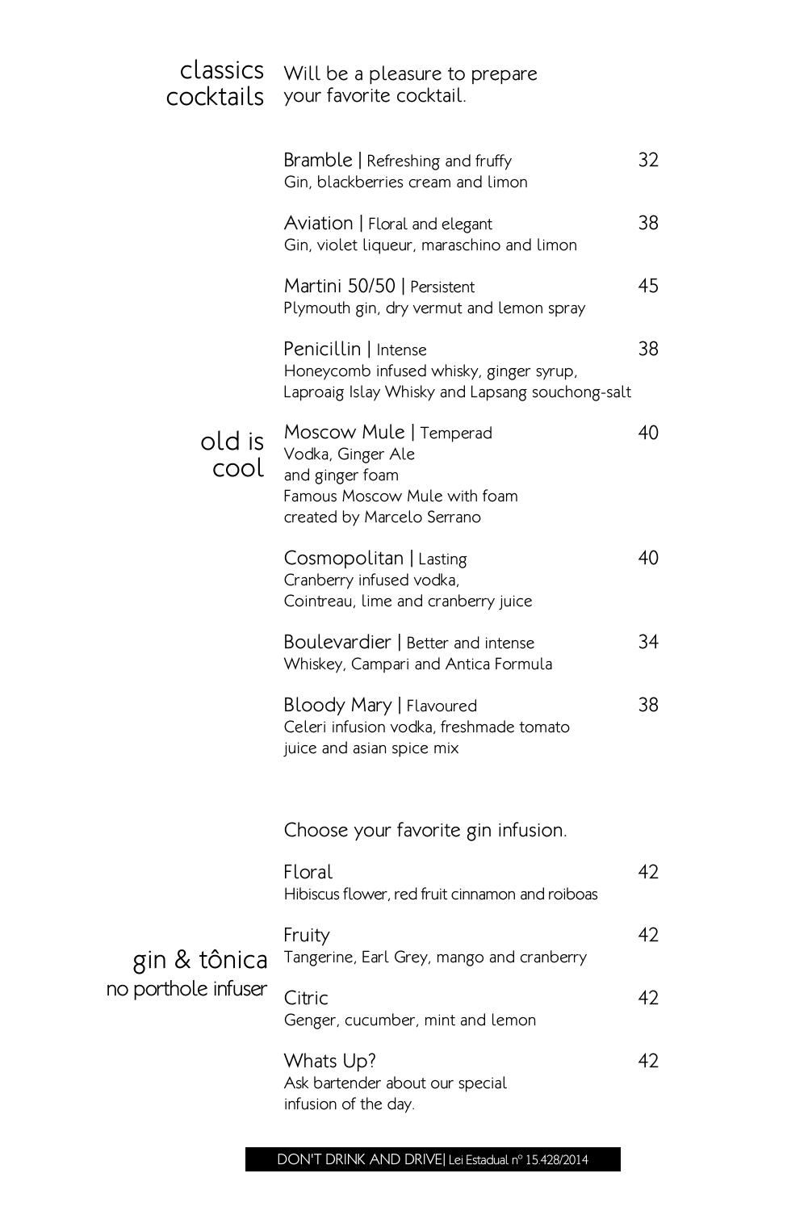## classics cocktails

Will be a pleasure to prepare your favorite cocktail.

**Bramble** | Refreshing and fruffy — 32
Gin, blackberries cream and limon

**Aviation** | Floral and elegant — 38
Gin, violet liqueur, maraschino and limon

**Martini 50/50** | Persistent — 45
Plymouth gin, dry vermut and lemon spray

**Penicillin** | Intense — 38
Honeycomb infused whisky, ginger syrup, Laproaig Islay Whisky and Lapsang souchong-salt

## old is cool

**Moscow Mule** | Temperad — 40
Vodka, Ginger Ale
and ginger foam
Famous Moscow Mule with foam
created by Marcelo Serrano

**Cosmopolitan** | Lasting — 40
Cranberry infused vodka,
Cointreau, lime and cranberry juice

**Boulevardier** | Better and intense — 34
Whiskey, Campari and Antica Formula

**Bloody Mary** | Flavoured — 38
Celeri infusion vodka, freshmade tomato juice and asian spice mix

## gin & tônica no porthole infuser

Choose your favorite gin infusion.

**Floral** — 42
Hibiscus flower, red fruit cinnamon and roiboas

**Fruity** — 42
Tangerine, Earl Grey, mango and cranberry

**Citric** — 42
Genger, cucumber, mint and lemon

**Whats Up?** — 42
Ask bartender about our special infusion of the day.

DON'T DRINK AND DRIVE| Lei Estadual nº 15.428/2014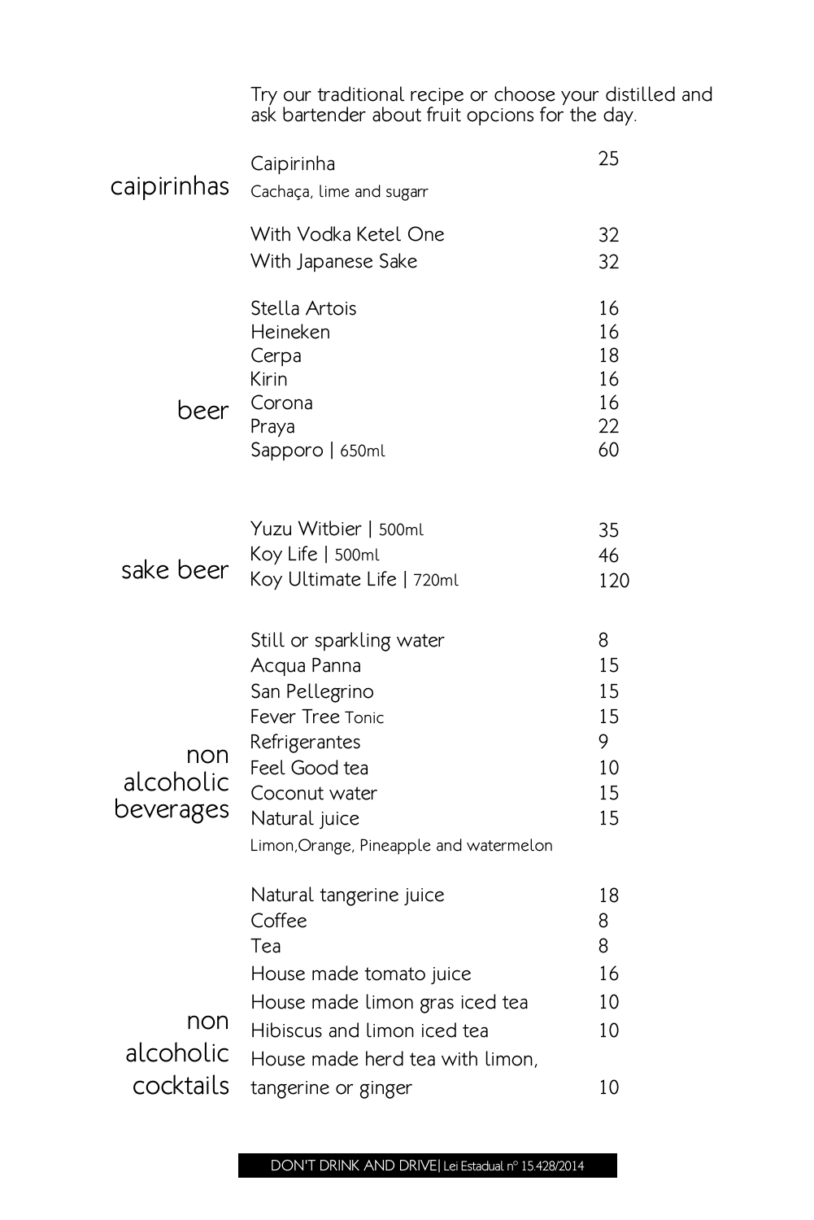Try our traditional recipe or choose your distilled and ask bartender about fruit opcions for the day.

## caipirinhas

| | |
|---|---|
| Caipirinha<br>Cachaça, lime and sugarr | 25 |
| With Vodka Ketel One | 32 |
| With Japanese Sake | 32 |

## beer

| | |
|---|---|
| Stella Artois | 16 |
| Heineken | 16 |
| Cerpa | 18 |
| Kirin | 16 |
| Corona | 16 |
| Praya | 22 |
| Sapporo \| 650ml | 60 |

## sake beer

| | |
|---|---|
| Yuzu Witbier \| 500ml | 35 |
| Koy Life \| 500ml | 46 |
| Koy Ultimate Life \| 720ml | 120 |

## non alcoholic beverages

| | |
|---|---|
| Still or sparkling water | 8 |
| Acqua Panna | 15 |
| San Pellegrino | 15 |
| Fever Tree Tonic | 15 |
| Refrigerantes | 9 |
| Feel Good tea | 10 |
| Coconut water | 15 |
| Natural juice<br>Limon,Orange, Pineapple and watermelon | 15 |

## non alcoholic cocktails

| | |
|---|---|
| Natural tangerine juice | 18 |
| Coffee | 8 |
| Tea | 8 |
| House made tomato juice | 16 |
| House made limon gras iced tea | 10 |
| Hibiscus and limon iced tea | 10 |
| House made herd tea with limon, tangerine or ginger | 10 |

DON'T DRINK AND DRIVE| Lei Estadual nº 15.428/2014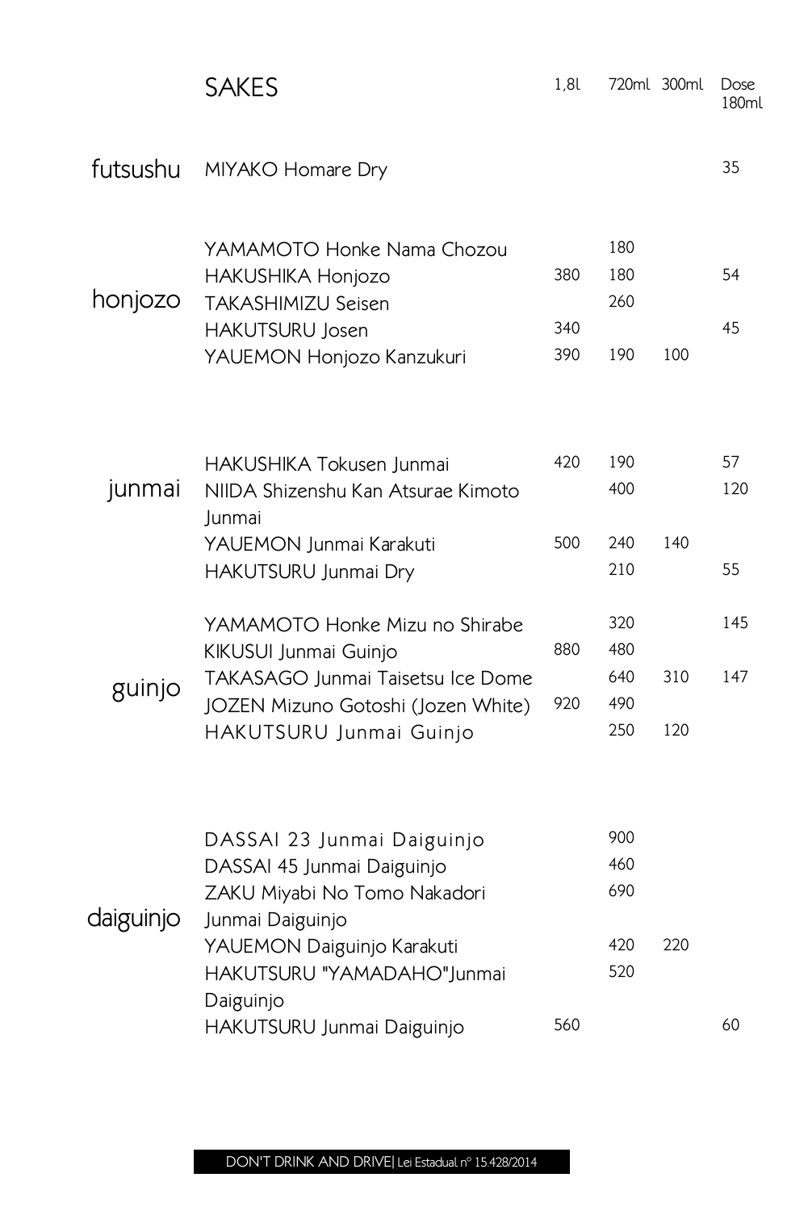| | SAKES | 1,8l | 720ml | 300ml | Dose 180ml |
|---|---|---|---|---|---|
| futsushu | MIYAKO Homare Dry | | | | 35 |
| honjozo | YAMAMOTO Honke Nama Chozou | | 180 | | |
| | HAKUSHIKA Honjozo | 380 | 180 | | 54 |
| | TAKASHIMIZU Seisen | | 260 | | |
| | HAKUTSURU Josen | 340 | | | 45 |
| | YAUEMON Honjozo Kanzukuri | 390 | 190 | 100 | |
| junmai | HAKUSHIKA Tokusen Junmai | 420 | 190 | | 57 |
| | NIIDA Shizenshu Kan Atsurae Kimoto Junmai | | 400 | | 120 |
| | YAUEMON Junmai Karakuti | 500 | 240 | 140 | |
| | HAKUTSURU Junmai Dry | | 210 | | 55 |
| guinjo | YAMAMOTO Honke Mizu no Shirabe | | 320 | | 145 |
| | KIKUSUI Junmai Guinjo | 880 | 480 | | |
| | TAKASAGO Junmai Taisetsu Ice Dome | | 640 | 310 | 147 |
| | JOZEN Mizuno Gotoshi (Jozen White) | 920 | 490 | | |
| | HAKUTSURU Junmai Guinjo | | 250 | 120 | |
| daiguinjo | DASSAI 23 Junmai Daiguinjo | | 900 | | |
| | DASSAI 45 Junmai Daiguinjo | | 460 | | |
| | ZAKU Miyabi No Tomo Nakadori Junmai Daiguinjo | | 690 | | |
| | YAUEMON Daiguinjo Karakuti | | 420 | 220 | |
| | HAKUTSURU "YAMADAHO"Junmai Daiguinjo | | 520 | | |
| | HAKUTSURU Junmai Daiguinjo | 560 | | | 60 |

DON'T DRINK AND DRIVE| Lei Estadual nº 15.428/2014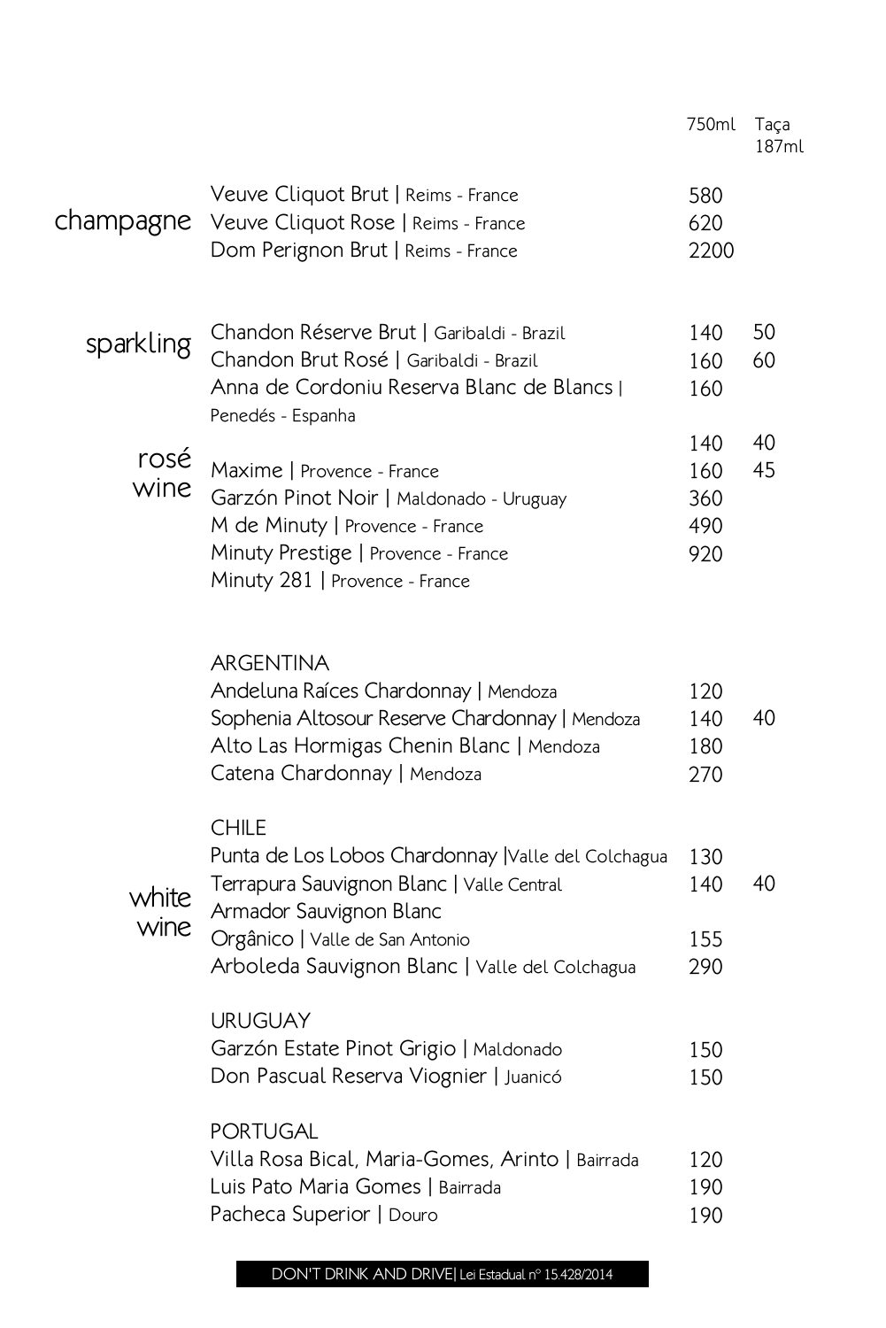| | | 750ml | Taça 187ml |
|---|---|---|---|
| **champagne** | Veuve Cliquot Brut \| Reims - France | 580 | |
| | Veuve Cliquot Rose \| Reims - France | 620 | |
| | Dom Perignon Brut \| Reims - France | 2200 | |
| **sparkling** | Chandon Réserve Brut \| Garibaldi - Brazil | 140 | 50 |
| | Chandon Brut Rosé \| Garibaldi - Brazil | 160 | 60 |
| | Anna de Cordoniu Reserva Blanc de Blancs \| Penedés - Espanha | 160 | |
| **rosé wine** | | 140 | 40 |
| | Maxime \| Provence - France | 160 | 45 |
| | Garzón Pinot Noir \| Maldonado - Uruguay | 360 | |
| | M de Minuty \| Provence - France | 490 | |
| | Minuty Prestige \| Provence - France | 920 | |
| | Minuty 281 \| Provence - France | | |
| **white wine** | ARGENTINA | | |
| | Andeluna Raíces Chardonnay \| Mendoza | 120 | |
| | Sophenia Altosour Reserve Chardonnay \| Mendoza | 140 | 40 |
| | Alto Las Hormigas Chenin Blanc \| Mendoza | 180 | |
| | Catena Chardonnay \| Mendoza | 270 | |
| | CHILE | | |
| | Punta de Los Lobos Chardonnay \|Valle del Colchagua | 130 | |
| | Terrapura Sauvignon Blanc \| Valle Central | 140 | 40 |
| | Armador Sauvignon Blanc Orgânico \| Valle de San Antonio | 155 | |
| | Arboleda Sauvignon Blanc \| Valle del Colchagua | 290 | |
| | URUGUAY | | |
| | Garzón Estate Pinot Grigio \| Maldonado | 150 | |
| | Don Pascual Reserva Viognier \| Juanicó | 150 | |
| | PORTUGAL | | |
| | Villa Rosa Bical, Maria-Gomes, Arinto \| Bairrada | 120 | |
| | Luis Pato Maria Gomes \| Bairrada | 190 | |
| | Pacheca Superior \| Douro | 190 | |

DON'T DRINK AND DRIVE| Lei Estadual nº 15.428/2014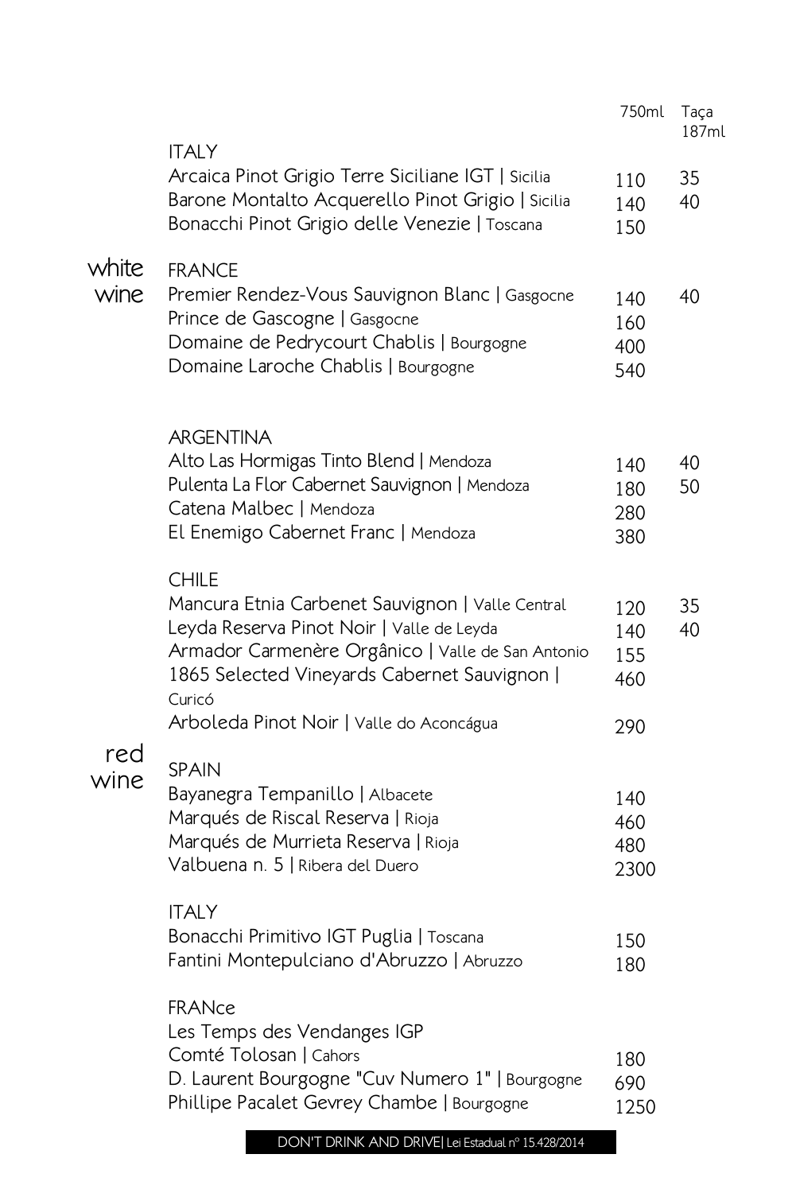| | | 750ml | Taça 187ml |
|---|---|---|---|
| **white wine** | **ITALY** | | |
| | Arcaica Pinot Grigio Terre Siciliane IGT \| Sicilia | 110 | 35 |
| | Barone Montalto Acquerello Pinot Grigio \| Sicilia | 140 | 40 |
| | Bonacchi Pinot Grigio delle Venezie \| Toscana | 150 | |
| | **FRANCE** | | |
| | Premier Rendez-Vous Sauvignon Blanc \| Gasgocne | 140 | 40 |
| | Prince de Gascogne \| Gasgocne | 160 | |
| | Domaine de Pedrycourt Chablis \| Bourgogne | 400 | |
| | Domaine Laroche Chablis \| Bourgogne | 540 | |
| **red wine** | **ARGENTINA** | | |
| | Alto Las Hormigas Tinto Blend \| Mendoza | 140 | 40 |
| | Pulenta La Flor Cabernet Sauvignon \| Mendoza | 180 | 50 |
| | Catena Malbec \| Mendoza | 280 | |
| | El Enemigo Cabernet Franc \| Mendoza | 380 | |
| | **CHILE** | | |
| | Mancura Etnia Carbenet Sauvignon \| Valle Central | 120 | 35 |
| | Leyda Reserva Pinot Noir \| Valle de Leyda | 140 | 40 |
| | Armador Carmenère Orgânico \| Valle de San Antonio | 155 | |
| | 1865 Selected Vineyards Cabernet Sauvignon \| Curicó | 460 | |
| | Arboleda Pinot Noir \| Valle do Aconcágua | 290 | |
| | **SPAIN** | | |
| | Bayanegra Tempanillo \| Albacete | 140 | |
| | Marqués de Riscal Reserva \| Rioja | 460 | |
| | Marqués de Murrieta Reserva \| Rioja | 480 | |
| | Valbuena n. 5 \| Ribera del Duero | 2300 | |
| | **ITALY** | | |
| | Bonacchi Primitivo IGT Puglia \| Toscana | 150 | |
| | Fantini Montepulciano d'Abruzzo \| Abruzzo | 180 | |
| | **FRANce** | | |
| | Les Temps des Vendanges IGP Comté Tolosan \| Cahors | 180 | |
| | D. Laurent Bourgogne "Cuv Numero 1" \| Bourgogne | 690 | |
| | Phillipe Pacalet Gevrey Chambe \| Bourgogne | 1250 | |

DON'T DRINK AND DRIVE| Lei Estadual nº 15.428/2014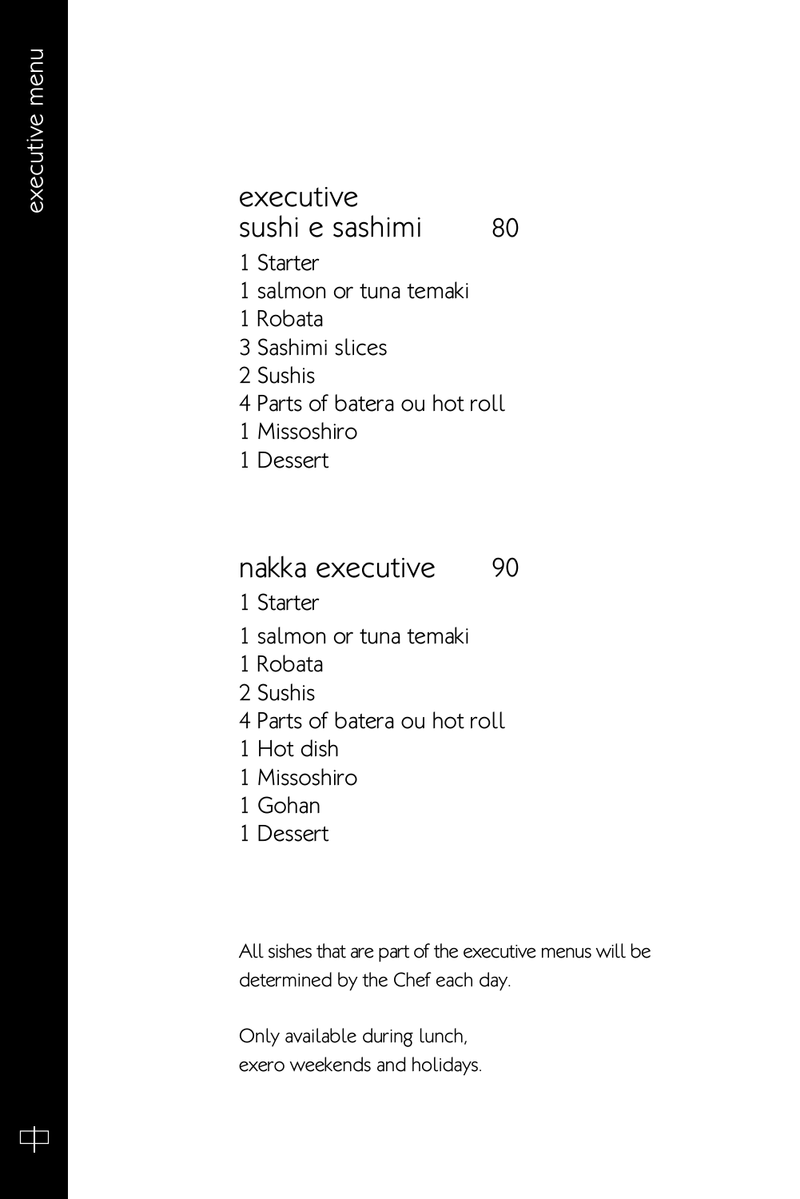## executive sushi e sashimi 80

1 Starter
1 salmon or tuna temaki
1 Robata
3 Sashimi slices
2 Sushis
4 Parts of batera ou hot roll
1 Missoshiro
1 Dessert

## nakka executive 90

1 Starter
1 salmon or tuna temaki
1 Robata
2 Sushis
4 Parts of batera ou hot roll
1 Hot dish
1 Missoshiro
1 Gohan
1 Dessert

All sishes that are part of the executive menus will be determined by the Chef each day.

Only available during lunch,
exero weekends and holidays.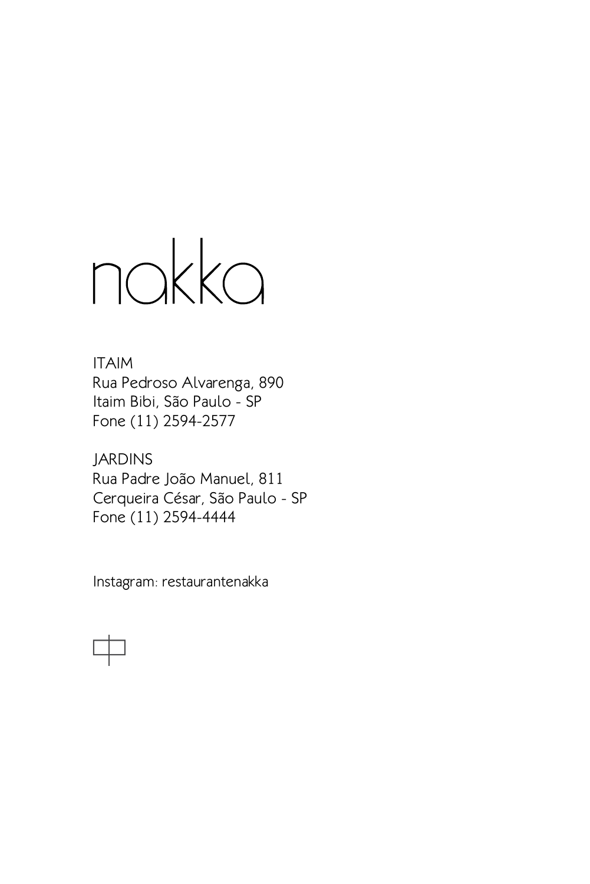# nakka

ITAIM
Rua Pedroso Alvarenga, 890
Itaim Bibi, São Paulo - SP
Fone (11) 2594-2577

JARDINS
Rua Padre João Manuel, 811
Cerqueira César, São Paulo - SP
Fone (11) 2594-4444

Instagram: restaurantenakka